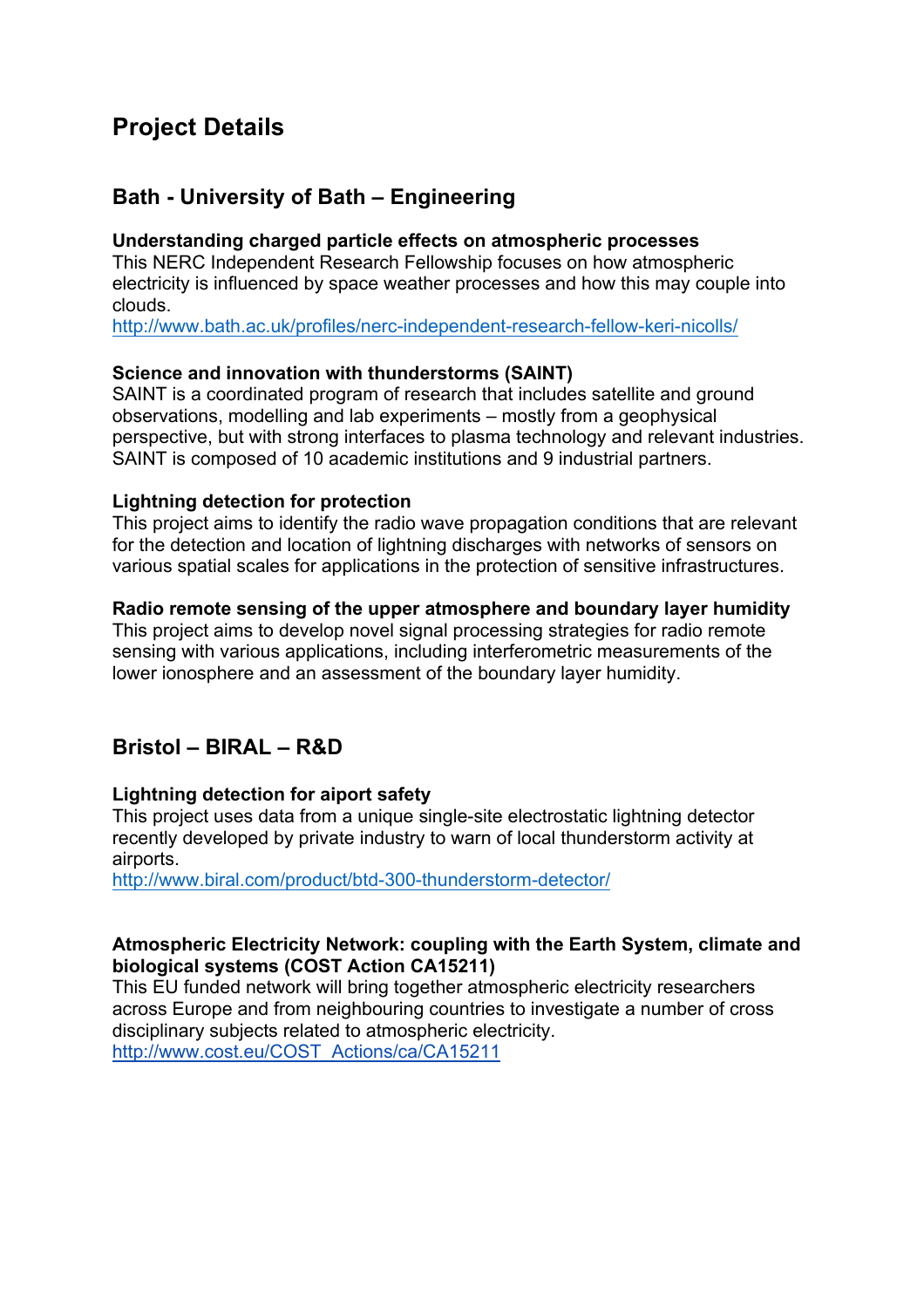# Project Details

## Bath - University of Bath – Engineering

**Understanding charged particle effects on atmospheric processes**
This NERC Independent Research Fellowship focuses on how atmospheric electricity is influenced by space weather processes and how this may couple into clouds.
http://www.bath.ac.uk/profiles/nerc-independent-research-fellow-keri-nicolls/

**Science and innovation with thunderstorms (SAINT)**
SAINT is a coordinated program of research that includes satellite and ground observations, modelling and lab experiments – mostly from a geophysical perspective, but with strong interfaces to plasma technology and relevant industries. SAINT is composed of 10 academic institutions and 9 industrial partners.

**Lightning detection for protection**
This project aims to identify the radio wave propagation conditions that are relevant for the detection and location of lightning discharges with networks of sensors on various spatial scales for applications in the protection of sensitive infrastructures.

**Radio remote sensing of the upper atmosphere and boundary layer humidity**
This project aims to develop novel signal processing strategies for radio remote sensing with various applications, including interferometric measurements of the lower ionosphere and an assessment of the boundary layer humidity.

## Bristol – BIRAL – R&D

**Lightning detection for aiport safety**
This project uses data from a unique single-site electrostatic lightning detector recently developed by private industry to warn of local thunderstorm activity at airports.
http://www.biral.com/product/btd-300-thunderstorm-detector/

**Atmospheric Electricity Network: coupling with the Earth System, climate and biological systems (COST Action CA15211)**
This EU funded network will bring together atmospheric electricity researchers across Europe and from neighbouring countries to investigate a number of cross disciplinary subjects related to atmospheric electricity.
http://www.cost.eu/COST_Actions/ca/CA15211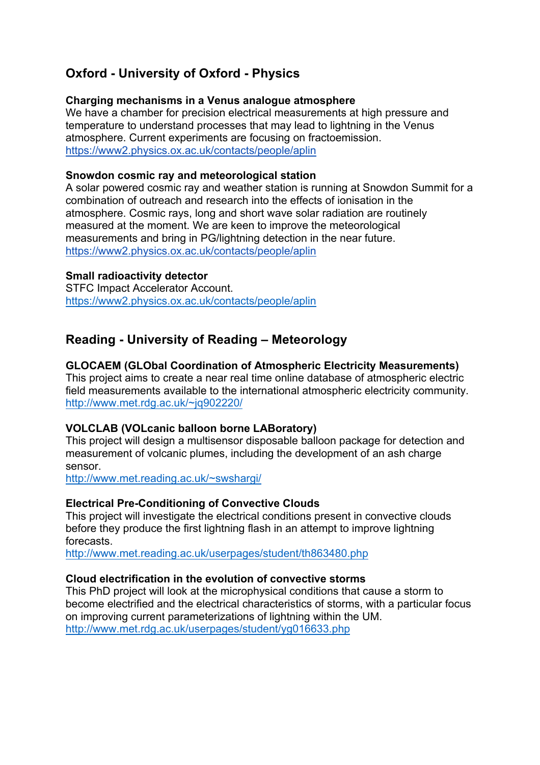## Oxford - University of Oxford - Physics

**Charging mechanisms in a Venus analogue atmosphere**
We have a chamber for precision electrical measurements at high pressure and temperature to understand processes that may lead to lightning in the Venus atmosphere. Current experiments are focusing on fractoemission.
https://www2.physics.ox.ac.uk/contacts/people/aplin

**Snowdon cosmic ray and meteorological station**
A solar powered cosmic ray and weather station is running at Snowdon Summit for a combination of outreach and research into the effects of ionisation in the atmosphere. Cosmic rays, long and short wave solar radiation are routinely measured at the moment. We are keen to improve the meteorological measurements and bring in PG/lightning detection in the near future.
https://www2.physics.ox.ac.uk/contacts/people/aplin

**Small radioactivity detector**
STFC Impact Accelerator Account.
https://www2.physics.ox.ac.uk/contacts/people/aplin

## Reading - University of Reading – Meteorology

**GLOCAEM (GLObal Coordination of Atmospheric Electricity Measurements)**
This project aims to create a near real time online database of atmospheric electric field measurements available to the international atmospheric electricity community.
http://www.met.rdg.ac.uk/~jq902220/

**VOLCLAB (VOLcanic balloon borne LABoratory)**
This project will design a multisensor disposable balloon package for detection and measurement of volcanic plumes, including the development of an ash charge sensor.
http://www.met.reading.ac.uk/~swshargi/

**Electrical Pre-Conditioning of Convective Clouds**
This project will investigate the electrical conditions present in convective clouds before they produce the first lightning flash in an attempt to improve lightning forecasts.
http://www.met.reading.ac.uk/userpages/student/th863480.php

**Cloud electrification in the evolution of convective storms**
This PhD project will look at the microphysical conditions that cause a storm to become electrified and the electrical characteristics of storms, with a particular focus on improving current parameterizations of lightning within the UM.
http://www.met.rdg.ac.uk/userpages/student/yg016633.php